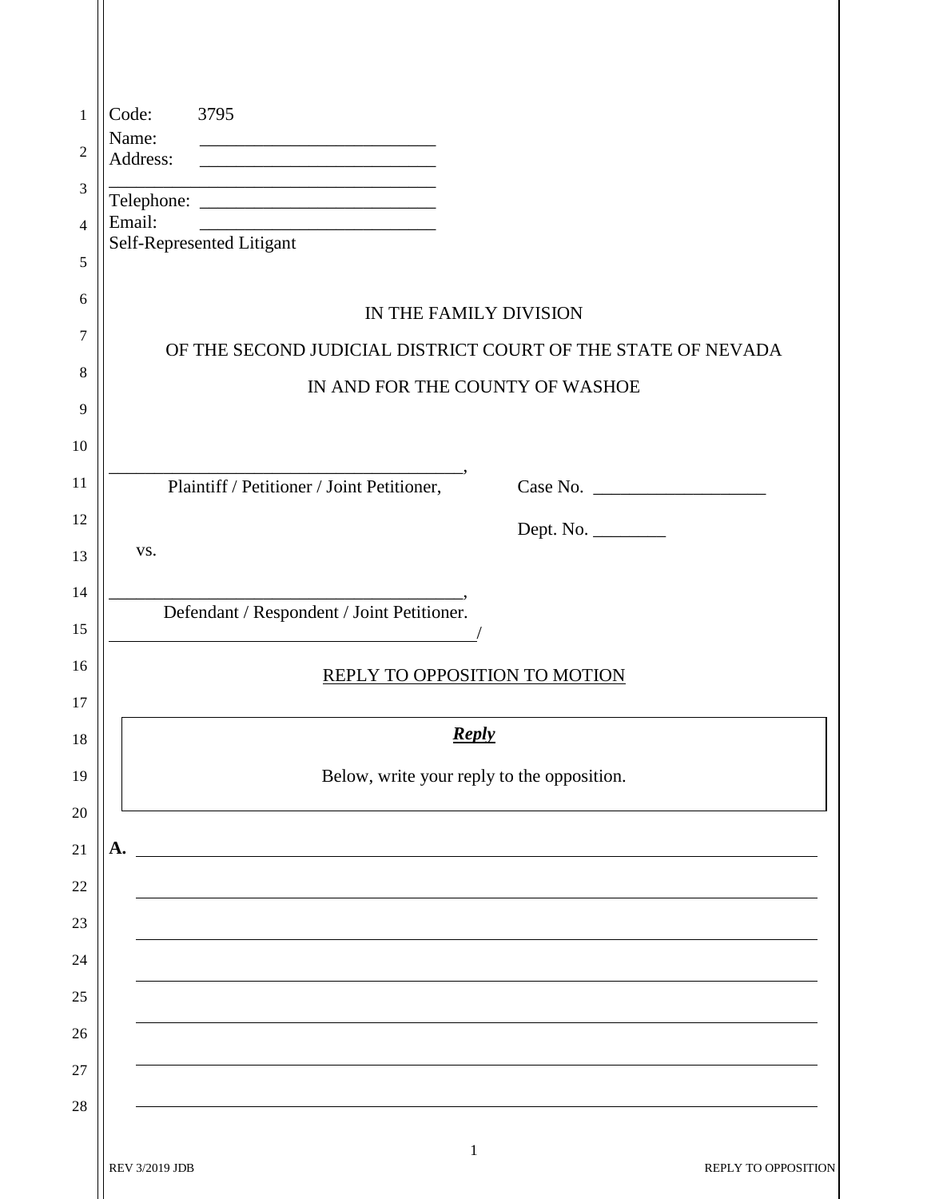Code: 3795
Name: __________________________
Address: __________________________
____________________________________
Telephone: __________________________
Email: __________________________
Self-Represented Litigant

IN THE FAMILY DIVISION

OF THE SECOND JUDICIAL DISTRICT COURT OF THE STATE OF NEVADA

IN AND FOR THE COUNTY OF WASHOE

______________________________________,
Plaintiff / Petitioner / Joint Petitioner,

Case No. ___________________

Dept. No. ________

vs.

______________________________________,
Defendant / Respondent / Joint Petitioner.
__________________________________________/

REPLY TO OPPOSITION TO MOTION

***Reply***

Below, write your reply to the opposition.

**A.** ______________________________________________________________________

______________________________________________________________________

______________________________________________________________________

______________________________________________________________________

______________________________________________________________________

______________________________________________________________________

______________________________________________________________________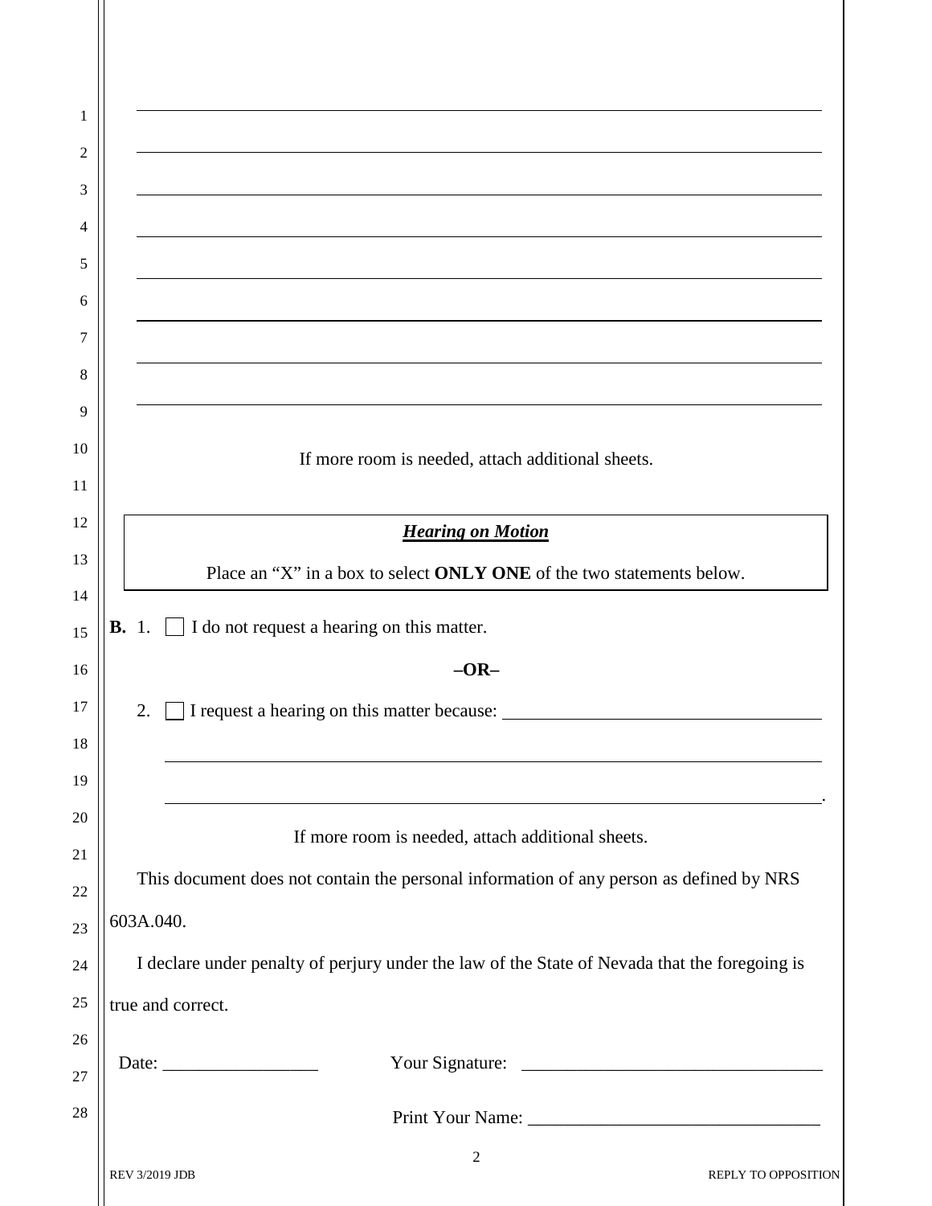If more room is needed, attach additional sheets.

***Hearing on Motion***

Place an "X" in a box to select **ONLY ONE** of the two statements below.

**B.** 1. ☐ I do not request a hearing on this matter.

**–OR–**

2. ☐ I request a hearing on this matter because: ___________________________________

_____________________________________________________________________________

_____________________________________________________________________________.

If more room is needed, attach additional sheets.

This document does not contain the personal information of any person as defined by NRS 603A.040.

I declare under penalty of perjury under the law of the State of Nevada that the foregoing is true and correct.

Date: _________________ Your Signature: _________________________________

Print Your Name: _______________________________

REV 3/2019 JDB REPLY TO OPPOSITION